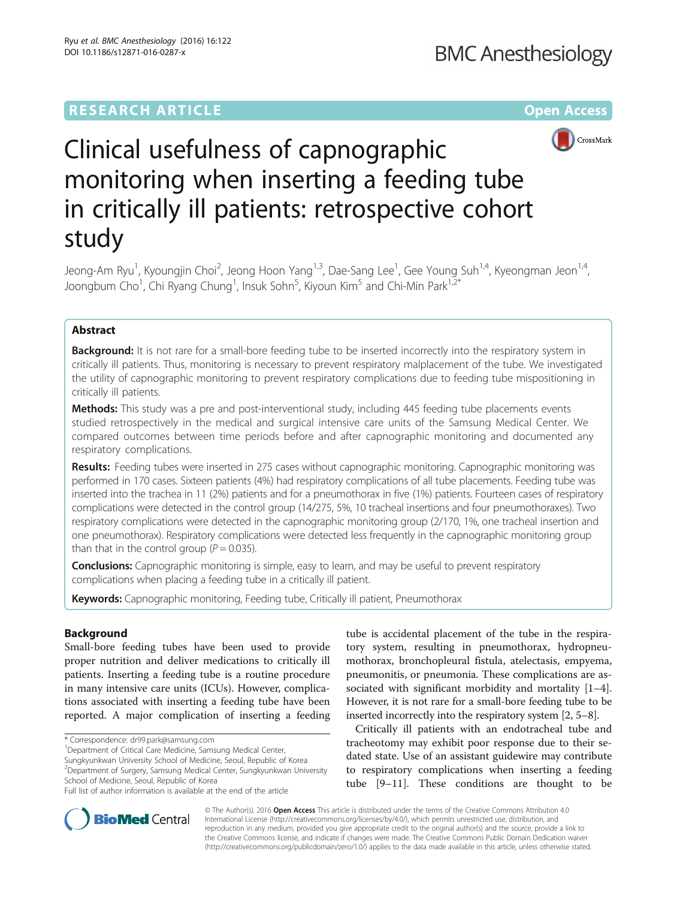RESEARCH ARTICLE Open Access

# Clinical usefulness of capnographic monitoring when inserting a feeding tube in critically ill patients: retrospective cohort study

Jeong-Am Ryu[1], Kyoungjin Choi[2], Jeong Hoon Yang[1,3], Dae-Sang Lee[1], Gee Young Suh[1,4], Kyeongman Jeon[1,4], Joongbum Cho[1], Chi Ryang Chung[1], Insuk Sohn[5], Kiyoun Kim[5] and Chi-Min Park[1,2*]

## Abstract

**Background:** It is not rare for a small-bore feeding tube to be inserted incorrectly into the respiratory system in critically ill patients. Thus, monitoring is necessary to prevent respiratory malplacement of the tube. We investigated the utility of capnographic monitoring to prevent respiratory complications due to feeding tube mispositioning in critically ill patients.

**Methods:** This study was a pre and post-interventional study, including 445 feeding tube placements events studied retrospectively in the medical and surgical intensive care units of the Samsung Medical Center. We compared outcomes between time periods before and after capnographic monitoring and documented any respiratory complications.

**Results:** Feeding tubes were inserted in 275 cases without capnographic monitoring. Capnographic monitoring was performed in 170 cases. Sixteen patients (4%) had respiratory complications of all tube placements. Feeding tube was inserted into the trachea in 11 (2%) patients and for a pneumothorax in five (1%) patients. Fourteen cases of respiratory complications were detected in the control group (14/275, 5%, 10 tracheal insertions and four pneumothoraxes). Two respiratory complications were detected in the capnographic monitoring group (2/170, 1%, one tracheal insertion and one pneumothorax). Respiratory complications were detected less frequently in the capnographic monitoring group than that in the control group ($P = 0.035$).

**Conclusions:** Capnographic monitoring is simple, easy to learn, and may be useful to prevent respiratory complications when placing a feeding tube in a critically ill patient.

**Keywords:** Capnographic monitoring, Feeding tube, Critically ill patient, Pneumothorax

## Background

Small-bore feeding tubes have been used to provide proper nutrition and deliver medications to critically ill patients. Inserting a feeding tube is a routine procedure in many intensive care units (ICUs). However, complications associated with inserting a feeding tube have been reported. A major complication of inserting a feeding tube is accidental placement of the tube in the respiratory system, resulting in pneumothorax, hydropneumothorax, bronchopleural fistula, atelectasis, empyema, pneumonitis, or pneumonia. These complications are associated with significant morbidity and mortality [1–4]. However, it is not rare for a small-bore feeding tube to be inserted incorrectly into the respiratory system [2, 5–8].

Critically ill patients with an endotracheal tube and tracheotomy may exhibit poor response due to their sedated state. Use of an assistant guidewire may contribute to respiratory complications when inserting a feeding tube [9–11]. These conditions are thought to be

\* Correspondence: dr99.park@samsung.com

[1]Department of Critical Care Medicine, Samsung Medical Center, Sungkyunkwan University School of Medicine, Seoul, Republic of Korea

[2]Department of Surgery, Samsung Medical Center, Sungkyunkwan University School of Medicine, Seoul, Republic of Korea

Full list of author information is available at the end of the article

© The Author(s). 2016 **Open Access** This article is distributed under the terms of the Creative Commons Attribution 4.0 International License (http://creativecommons.org/licenses/by/4.0/), which permits unrestricted use, distribution, and reproduction in any medium, provided you give appropriate credit to the original author(s) and the source, provide a link to the Creative Commons license, and indicate if changes were made. The Creative Commons Public Domain Dedication waiver (http://creativecommons.org/publicdomain/zero/1.0/) applies to the data made available in this article, unless otherwise stated.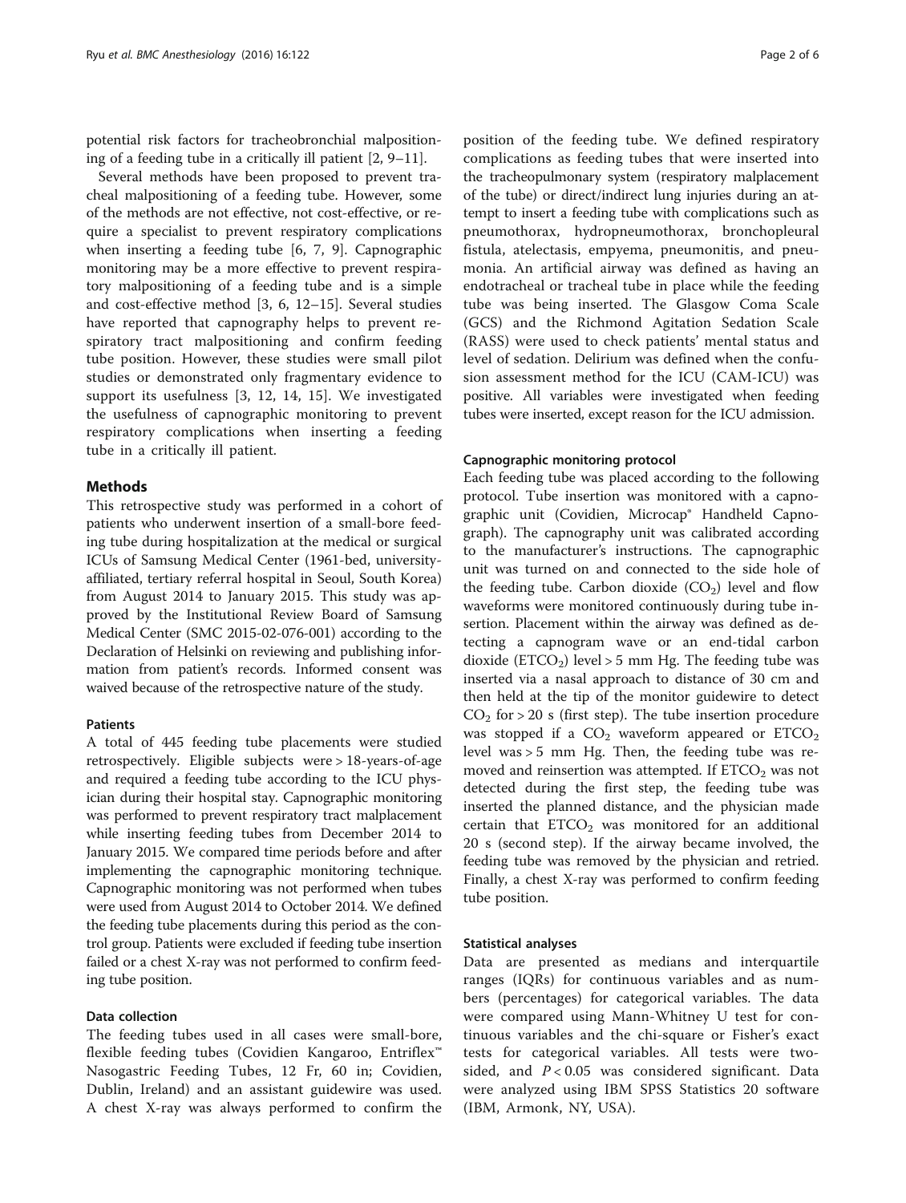potential risk factors for tracheobronchial malpositioning of a feeding tube in a critically ill patient [2, 9–11].

Several methods have been proposed to prevent tracheal malpositioning of a feeding tube. However, some of the methods are not effective, not cost-effective, or require a specialist to prevent respiratory complications when inserting a feeding tube [6, 7, 9]. Capnographic monitoring may be a more effective to prevent respiratory malpositioning of a feeding tube and is a simple and cost-effective method [3, 6, 12–15]. Several studies have reported that capnography helps to prevent respiratory tract malpositioning and confirm feeding tube position. However, these studies were small pilot studies or demonstrated only fragmentary evidence to support its usefulness [3, 12, 14, 15]. We investigated the usefulness of capnographic monitoring to prevent respiratory complications when inserting a feeding tube in a critically ill patient.

## Methods

This retrospective study was performed in a cohort of patients who underwent insertion of a small-bore feeding tube during hospitalization at the medical or surgical ICUs of Samsung Medical Center (1961-bed, university-affiliated, tertiary referral hospital in Seoul, South Korea) from August 2014 to January 2015. This study was approved by the Institutional Review Board of Samsung Medical Center (SMC 2015-02-076-001) according to the Declaration of Helsinki on reviewing and publishing information from patient's records. Informed consent was waived because of the retrospective nature of the study.

### Patients

A total of 445 feeding tube placements were studied retrospectively. Eligible subjects were > 18-years-of-age and required a feeding tube according to the ICU physician during their hospital stay. Capnographic monitoring was performed to prevent respiratory tract malplacement while inserting feeding tubes from December 2014 to January 2015. We compared time periods before and after implementing the capnographic monitoring technique. Capnographic monitoring was not performed when tubes were used from August 2014 to October 2014. We defined the feeding tube placements during this period as the control group. Patients were excluded if feeding tube insertion failed or a chest X-ray was not performed to confirm feeding tube position.

### Data collection

The feeding tubes used in all cases were small-bore, flexible feeding tubes (Covidien Kangaroo, Entriflex™ Nasogastric Feeding Tubes, 12 Fr, 60 in; Covidien, Dublin, Ireland) and an assistant guidewire was used. A chest X-ray was always performed to confirm the position of the feeding tube. We defined respiratory complications as feeding tubes that were inserted into the tracheopulmonary system (respiratory malplacement of the tube) or direct/indirect lung injuries during an attempt to insert a feeding tube with complications such as pneumothorax, hydropneumothorax, bronchopleural fistula, atelectasis, empyema, pneumonitis, and pneumonia. An artificial airway was defined as having an endotracheal or tracheal tube in place while the feeding tube was being inserted. The Glasgow Coma Scale (GCS) and the Richmond Agitation Sedation Scale (RASS) were used to check patients' mental status and level of sedation. Delirium was defined when the confusion assessment method for the ICU (CAM-ICU) was positive. All variables were investigated when feeding tubes were inserted, except reason for the ICU admission.

### Capnographic monitoring protocol

Each feeding tube was placed according to the following protocol. Tube insertion was monitored with a capnographic unit (Covidien, Microcap® Handheld Capnograph). The capnography unit was calibrated according to the manufacturer's instructions. The capnographic unit was turned on and connected to the side hole of the feeding tube. Carbon dioxide ($CO_2$) level and flow waveforms were monitored continuously during tube insertion. Placement within the airway was defined as detecting a capnogram wave or an end-tidal carbon dioxide ($ETCO_2$) level > 5 mm Hg. The feeding tube was inserted via a nasal approach to distance of 30 cm and then held at the tip of the monitor guidewire to detect $CO_2$ for > 20 s (first step). The tube insertion procedure was stopped if a $CO_2$ waveform appeared or $ETCO_2$ level was > 5 mm Hg. Then, the feeding tube was removed and reinsertion was attempted. If $ETCO_2$ was not detected during the first step, the feeding tube was inserted the planned distance, and the physician made certain that $ETCO_2$ was monitored for an additional 20 s (second step). If the airway became involved, the feeding tube was removed by the physician and retried. Finally, a chest X-ray was performed to confirm feeding tube position.

### Statistical analyses

Data are presented as medians and interquartile ranges (IQRs) for continuous variables and as numbers (percentages) for categorical variables. The data were compared using Mann-Whitney U test for continuous variables and the chi-square or Fisher's exact tests for categorical variables. All tests were two-sided, and $P < 0.05$ was considered significant. Data were analyzed using IBM SPSS Statistics 20 software (IBM, Armonk, NY, USA).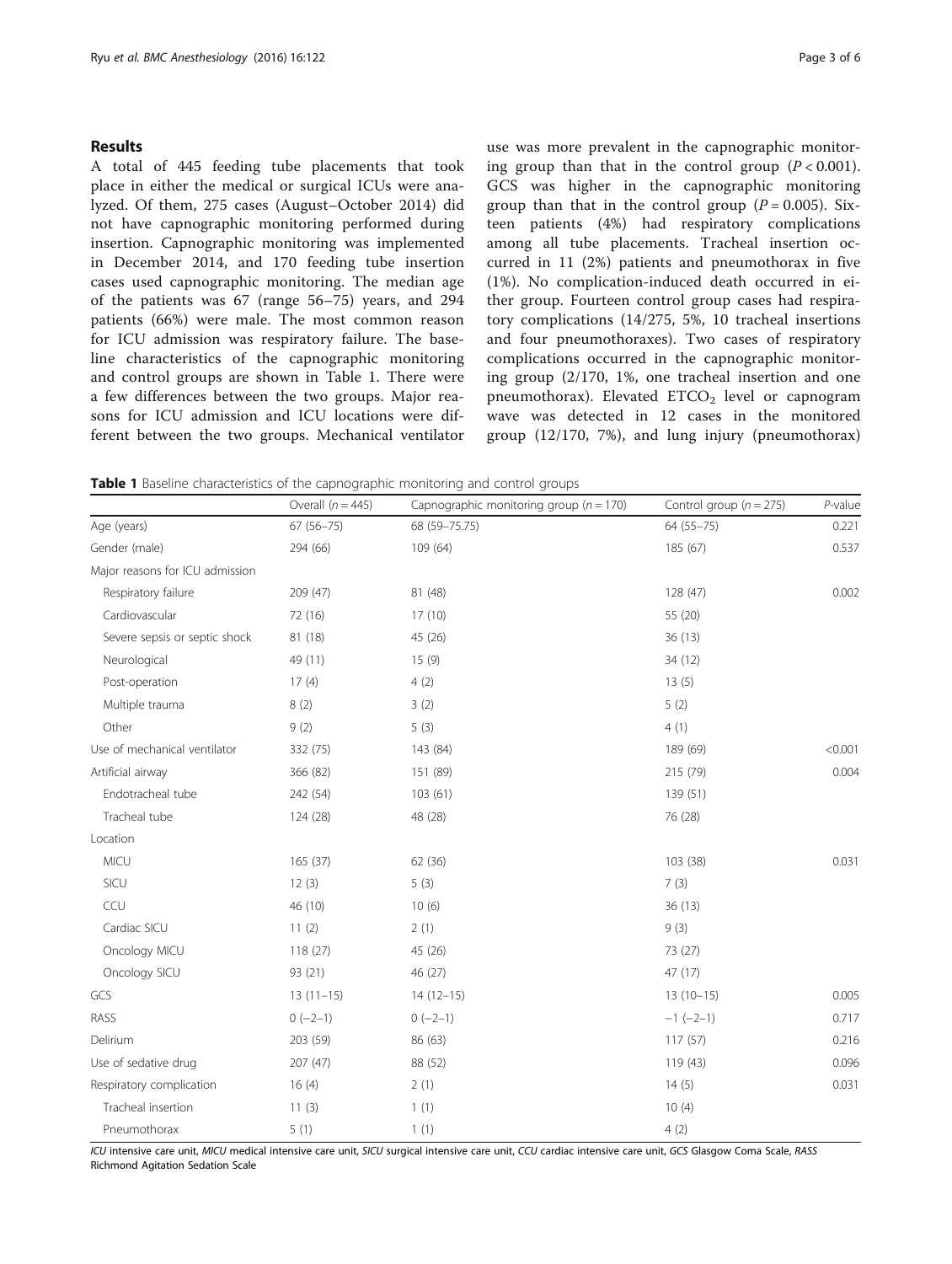## Results

A total of 445 feeding tube placements that took place in either the medical or surgical ICUs were analyzed. Of them, 275 cases (August–October 2014) did not have capnographic monitoring performed during insertion. Capnographic monitoring was implemented in December 2014, and 170 feeding tube insertion cases used capnographic monitoring. The median age of the patients was 67 (range 56–75) years, and 294 patients (66%) were male. The most common reason for ICU admission was respiratory failure. The baseline characteristics of the capnographic monitoring and control groups are shown in Table 1. There were a few differences between the two groups. Major reasons for ICU admission and ICU locations were different between the two groups. Mechanical ventilator use was more prevalent in the capnographic monitoring group than that in the control group ($P < 0.001$). GCS was higher in the capnographic monitoring group than that in the control group ($P = 0.005$). Sixteen patients (4%) had respiratory complications among all tube placements. Tracheal insertion occurred in 11 (2%) patients and pneumothorax in five (1%). No complication-induced death occurred in either group. Fourteen control group cases had respiratory complications (14/275, 5%, 10 tracheal insertions and four pneumothoraxes). Two cases of respiratory complications occurred in the capnographic monitoring group (2/170, 1%, one tracheal insertion and one pneumothorax). Elevated $ETCO_2$ level or capnogram wave was detected in 12 cases in the monitored group (12/170, 7%), and lung injury (pneumothorax)

**Table 1** Baseline characteristics of the capnographic monitoring and control groups

| | Overall ($n = 445$) | Capnographic monitoring group ($n = 170$) | Control group ($n = 275$) | *P*-value |
|---|---|---|---|---|
| Age (years) | 67 (56–75) | 68 (59–75.75) | 64 (55–75) | 0.221 |
| Gender (male) | 294 (66) | 109 (64) | 185 (67) | 0.537 |
| Major reasons for ICU admission | | | | |
| Respiratory failure | 209 (47) | 81 (48) | 128 (47) | 0.002 |
| Cardiovascular | 72 (16) | 17 (10) | 55 (20) | |
| Severe sepsis or septic shock | 81 (18) | 45 (26) | 36 (13) | |
| Neurological | 49 (11) | 15 (9) | 34 (12) | |
| Post-operation | 17 (4) | 4 (2) | 13 (5) | |
| Multiple trauma | 8 (2) | 3 (2) | 5 (2) | |
| Other | 9 (2) | 5 (3) | 4 (1) | |
| Use of mechanical ventilator | 332 (75) | 143 (84) | 189 (69) | <0.001 |
| Artificial airway | 366 (82) | 151 (89) | 215 (79) | 0.004 |
| Endotracheal tube | 242 (54) | 103 (61) | 139 (51) | |
| Tracheal tube | 124 (28) | 48 (28) | 76 (28) | |
| Location | | | | |
| MICU | 165 (37) | 62 (36) | 103 (38) | 0.031 |
| SICU | 12 (3) | 5 (3) | 7 (3) | |
| CCU | 46 (10) | 10 (6) | 36 (13) | |
| Cardiac SICU | 11 (2) | 2 (1) | 9 (3) | |
| Oncology MICU | 118 (27) | 45 (26) | 73 (27) | |
| Oncology SICU | 93 (21) | 46 (27) | 47 (17) | |
| GCS | 13 (11–15) | 14 (12–15) | 13 (10–15) | 0.005 |
| RASS | 0 (−2–1) | 0 (−2–1) | −1 (−2–1) | 0.717 |
| Delirium | 203 (59) | 86 (63) | 117 (57) | 0.216 |
| Use of sedative drug | 207 (47) | 88 (52) | 119 (43) | 0.096 |
| Respiratory complication | 16 (4) | 2 (1) | 14 (5) | 0.031 |
| Tracheal insertion | 11 (3) | 1 (1) | 10 (4) | |
| Pneumothorax | 5 (1) | 1 (1) | 4 (2) | |

*ICU* intensive care unit, *MICU* medical intensive care unit, *SICU* surgical intensive care unit, *CCU* cardiac intensive care unit, *GCS* Glasgow Coma Scale, *RASS* Richmond Agitation Sedation Scale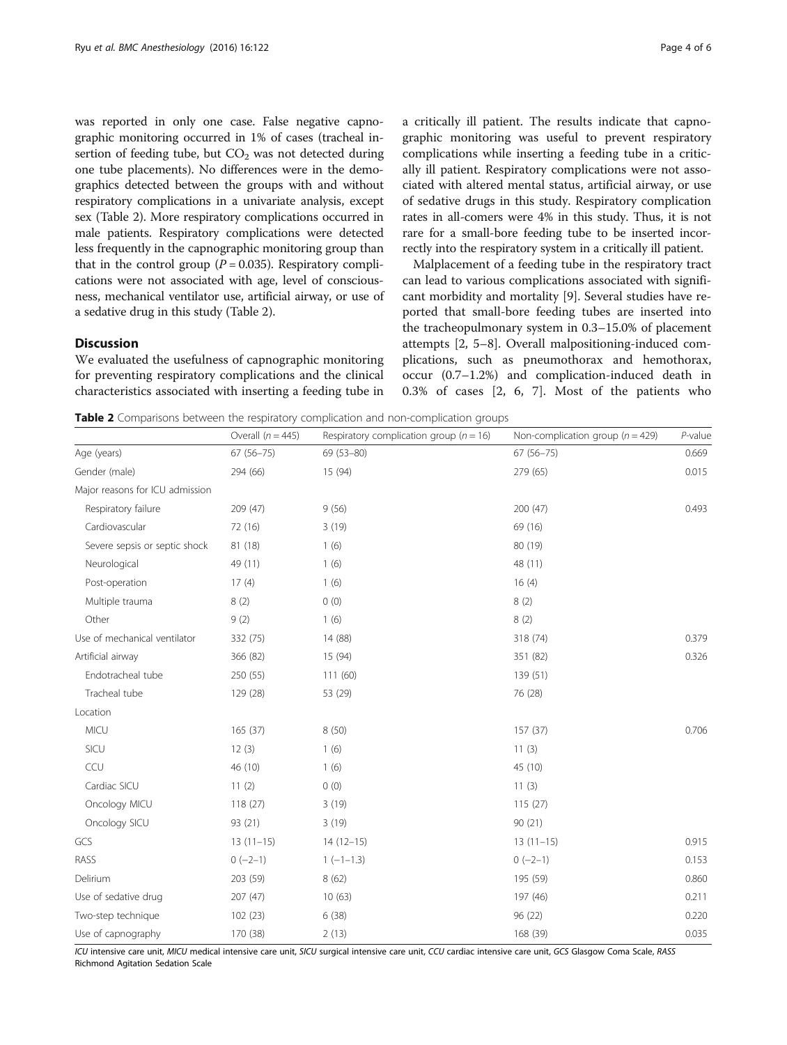was reported in only one case. False negative capnographic monitoring occurred in 1% of cases (tracheal insertion of feeding tube, but $CO_2$ was not detected during one tube placements). No differences were in the demographics detected between the groups with and without respiratory complications in a univariate analysis, except sex (Table 2). More respiratory complications occurred in male patients. Respiratory complications were detected less frequently in the capnographic monitoring group than that in the control group ($P = 0.035$). Respiratory complications were not associated with age, level of consciousness, mechanical ventilator use, artificial airway, or use of a sedative drug in this study (Table 2).

## Discussion

We evaluated the usefulness of capnographic monitoring for preventing respiratory complications and the clinical characteristics associated with inserting a feeding tube in a critically ill patient. The results indicate that capnographic monitoring was useful to prevent respiratory complications while inserting a feeding tube in a critically ill patient. Respiratory complications were not associated with altered mental status, artificial airway, or use of sedative drugs in this study. Respiratory complication rates in all-comers were 4% in this study. Thus, it is not rare for a small-bore feeding tube to be inserted incorrectly into the respiratory system in a critically ill patient.

Malplacement of a feeding tube in the respiratory tract can lead to various complications associated with significant morbidity and mortality [9]. Several studies have reported that small-bore feeding tubes are inserted into the tracheopulmonary system in 0.3–15.0% of placement attempts [2, 5–8]. Overall malpositioning-induced complications, such as pneumothorax and hemothorax, occur (0.7–1.2%) and complication-induced death in 0.3% of cases [2, 6, 7]. Most of the patients who

**Table 2** Comparisons between the respiratory complication and non-complication groups

| | Overall ($n = 445$) | Respiratory complication group ($n = 16$) | Non-complication group ($n = 429$) | *P*-value |
|---|---|---|---|---|
| Age (years) | 67 (56–75) | 69 (53–80) | 67 (56–75) | 0.669 |
| Gender (male) | 294 (66) | 15 (94) | 279 (65) | 0.015 |
| Major reasons for ICU admission | | | | |
| Respiratory failure | 209 (47) | 9 (56) | 200 (47) | 0.493 |
| Cardiovascular | 72 (16) | 3 (19) | 69 (16) | |
| Severe sepsis or septic shock | 81 (18) | 1 (6) | 80 (19) | |
| Neurological | 49 (11) | 1 (6) | 48 (11) | |
| Post-operation | 17 (4) | 1 (6) | 16 (4) | |
| Multiple trauma | 8 (2) | 0 (0) | 8 (2) | |
| Other | 9 (2) | 1 (6) | 8 (2) | |
| Use of mechanical ventilator | 332 (75) | 14 (88) | 318 (74) | 0.379 |
| Artificial airway | 366 (82) | 15 (94) | 351 (82) | 0.326 |
| Endotracheal tube | 250 (55) | 111 (60) | 139 (51) | |
| Tracheal tube | 129 (28) | 53 (29) | 76 (28) | |
| Location | | | | |
| MICU | 165 (37) | 8 (50) | 157 (37) | 0.706 |
| SICU | 12 (3) | 1 (6) | 11 (3) | |
| CCU | 46 (10) | 1 (6) | 45 (10) | |
| Cardiac SICU | 11 (2) | 0 (0) | 11 (3) | |
| Oncology MICU | 118 (27) | 3 (19) | 115 (27) | |
| Oncology SICU | 93 (21) | 3 (19) | 90 (21) | |
| GCS | 13 (11–15) | 14 (12–15) | 13 (11–15) | 0.915 |
| RASS | 0 (−2–1) | 1 (−1–1.3) | 0 (−2–1) | 0.153 |
| Delirium | 203 (59) | 8 (62) | 195 (59) | 0.860 |
| Use of sedative drug | 207 (47) | 10 (63) | 197 (46) | 0.211 |
| Two-step technique | 102 (23) | 6 (38) | 96 (22) | 0.220 |
| Use of capnography | 170 (38) | 2 (13) | 168 (39) | 0.035 |

*ICU* intensive care unit, *MICU* medical intensive care unit, *SICU* surgical intensive care unit, *CCU* cardiac intensive care unit, *GCS* Glasgow Coma Scale, *RASS* Richmond Agitation Sedation Scale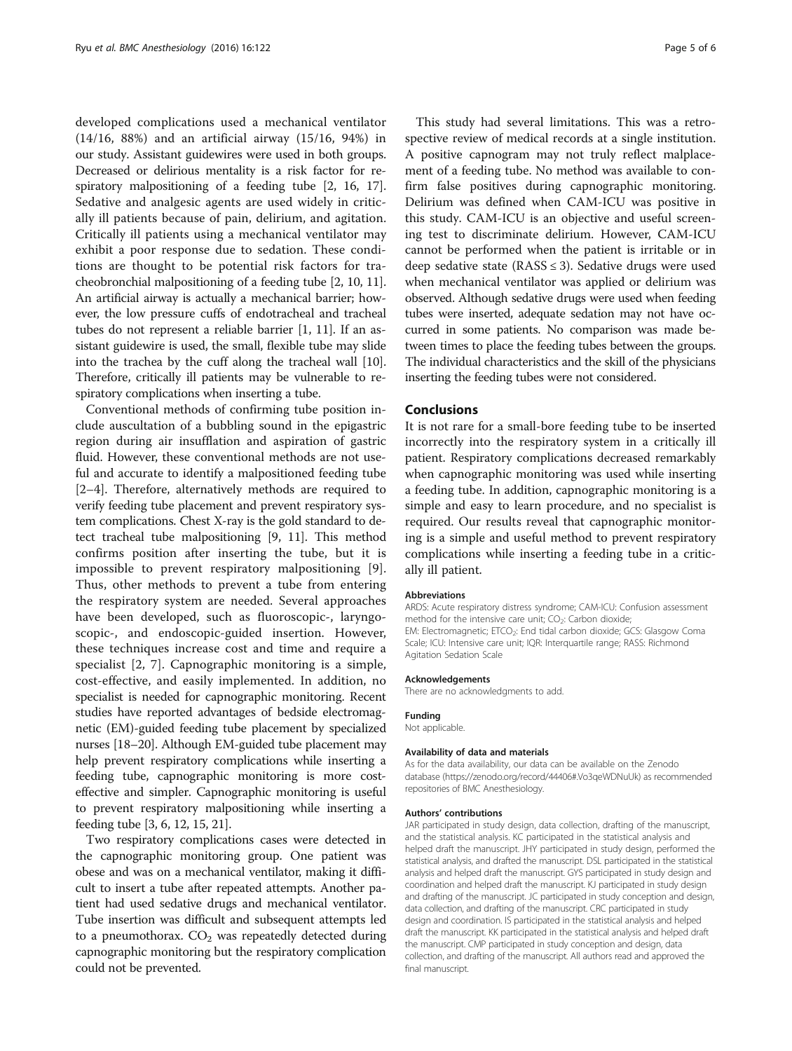developed complications used a mechanical ventilator (14/16, 88%) and an artificial airway (15/16, 94%) in our study. Assistant guidewires were used in both groups. Decreased or delirious mentality is a risk factor for respiratory malpositioning of a feeding tube [2, 16, 17]. Sedative and analgesic agents are used widely in critically ill patients because of pain, delirium, and agitation. Critically ill patients using a mechanical ventilator may exhibit a poor response due to sedation. These conditions are thought to be potential risk factors for tracheobronchial malpositioning of a feeding tube [2, 10, 11]. An artificial airway is actually a mechanical barrier; however, the low pressure cuffs of endotracheal and tracheal tubes do not represent a reliable barrier [1, 11]. If an assistant guidewire is used, the small, flexible tube may slide into the trachea by the cuff along the tracheal wall [10]. Therefore, critically ill patients may be vulnerable to respiratory complications when inserting a tube.

Conventional methods of confirming tube position include auscultation of a bubbling sound in the epigastric region during air insufflation and aspiration of gastric fluid. However, these conventional methods are not useful and accurate to identify a malpositioned feeding tube [2–4]. Therefore, alternatively methods are required to verify feeding tube placement and prevent respiratory system complications. Chest X-ray is the gold standard to detect tracheal tube malpositioning [9, 11]. This method confirms position after inserting the tube, but it is impossible to prevent respiratory malpositioning [9]. Thus, other methods to prevent a tube from entering the respiratory system are needed. Several approaches have been developed, such as fluoroscopic-, laryngoscopic-, and endoscopic-guided insertion. However, these techniques increase cost and time and require a specialist [2, 7]. Capnographic monitoring is a simple, cost-effective, and easily implemented. In addition, no specialist is needed for capnographic monitoring. Recent studies have reported advantages of bedside electromagnetic (EM)-guided feeding tube placement by specialized nurses [18–20]. Although EM-guided tube placement may help prevent respiratory complications while inserting a feeding tube, capnographic monitoring is more cost-effective and simpler. Capnographic monitoring is useful to prevent respiratory malpositioning while inserting a feeding tube [3, 6, 12, 15, 21].

Two respiratory complications cases were detected in the capnographic monitoring group. One patient was obese and was on a mechanical ventilator, making it difficult to insert a tube after repeated attempts. Another patient had used sedative drugs and mechanical ventilator. Tube insertion was difficult and subsequent attempts led to a pneumothorax. $CO_2$ was repeatedly detected during capnographic monitoring but the respiratory complication could not be prevented.

This study had several limitations. This was a retrospective review of medical records at a single institution. A positive capnogram may not truly reflect malplacement of a feeding tube. No method was available to confirm false positives during capnographic monitoring. Delirium was defined when CAM-ICU was positive in this study. CAM-ICU is an objective and useful screening test to discriminate delirium. However, CAM-ICU cannot be performed when the patient is irritable or in deep sedative state (RASS ≤ 3). Sedative drugs were used when mechanical ventilator was applied or delirium was observed. Although sedative drugs were used when feeding tubes were inserted, adequate sedation may not have occurred in some patients. No comparison was made between times to place the feeding tubes between the groups. The individual characteristics and the skill of the physicians inserting the feeding tubes were not considered.

## Conclusions

It is not rare for a small-bore feeding tube to be inserted incorrectly into the respiratory system in a critically ill patient. Respiratory complications decreased remarkably when capnographic monitoring was used while inserting a feeding tube. In addition, capnographic monitoring is a simple and easy to learn procedure, and no specialist is required. Our results reveal that capnographic monitoring is a simple and useful method to prevent respiratory complications while inserting a feeding tube in a critically ill patient.

#### Abbreviations

ARDS: Acute respiratory distress syndrome; CAM-ICU: Confusion assessment method for the intensive care unit; $CO_2$: Carbon dioxide; EM: Electromagnetic; $ETCO_2$: End tidal carbon dioxide; GCS: Glasgow Coma Scale; ICU: Intensive care unit; IQR: Interquartile range; RASS: Richmond Agitation Sedation Scale

#### Acknowledgements

There are no acknowledgments to add.

#### Funding

Not applicable.

#### Availability of data and materials

As for the data availability, our data can be available on the Zenodo database (https://zenodo.org/record/44406#.Vo3qeWDNuUk) as recommended repositories of BMC Anesthesiology.

#### Authors' contributions

JAR participated in study design, data collection, drafting of the manuscript, and the statistical analysis. KC participated in the statistical analysis and helped draft the manuscript. JHY participated in study design, performed the statistical analysis, and drafted the manuscript. DSL participated in the statistical analysis and helped draft the manuscript. GYS participated in study design and coordination and helped draft the manuscript. KJ participated in study design and drafting of the manuscript. JC participated in study conception and design, data collection, and drafting of the manuscript. CRC participated in study design and coordination. IS participated in the statistical analysis and helped draft the manuscript. KK participated in the statistical analysis and helped draft the manuscript. CMP participated in study conception and design, data collection, and drafting of the manuscript. All authors read and approved the final manuscript.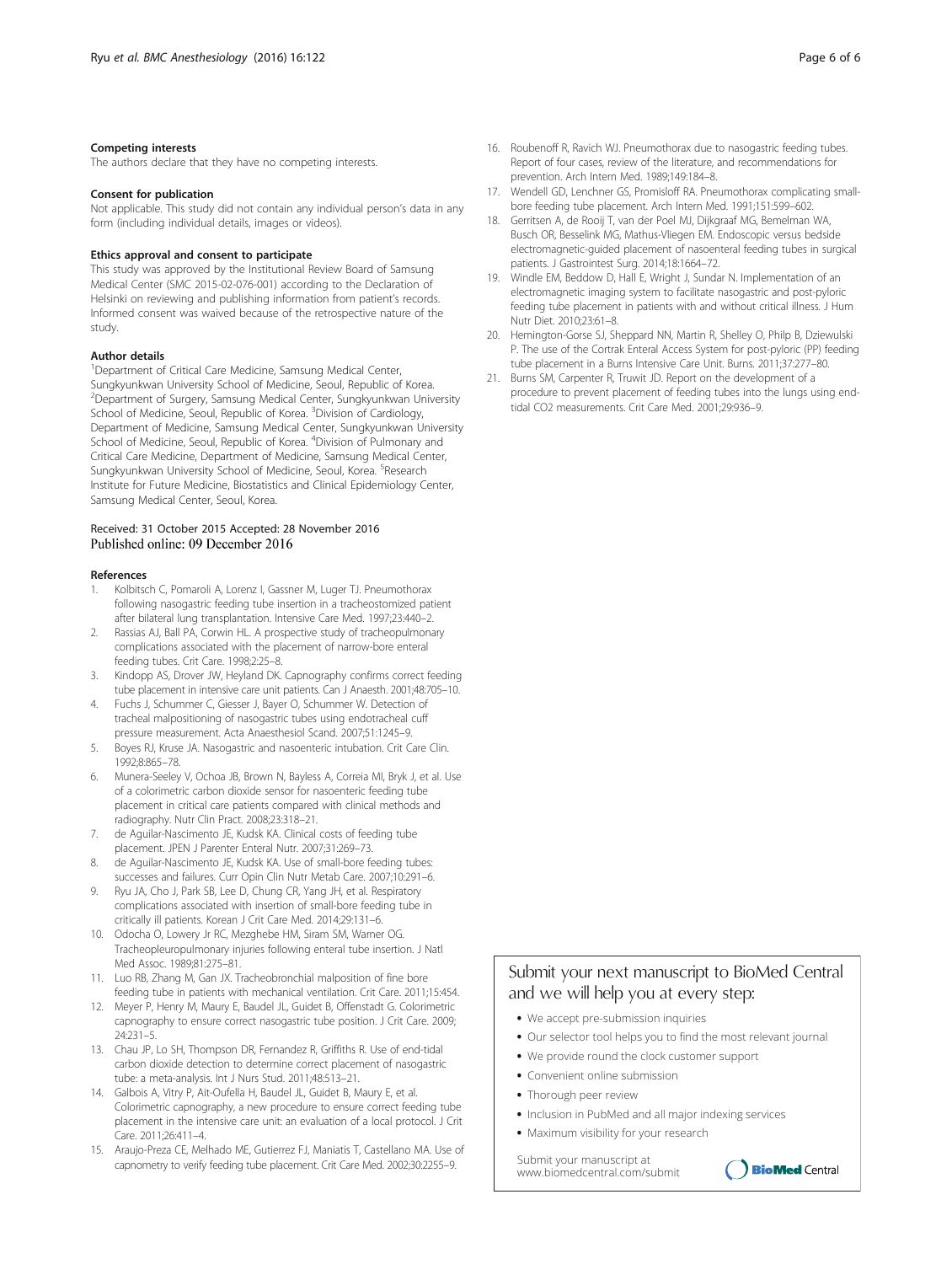### Competing interests

The authors declare that they have no competing interests.

### Consent for publication

Not applicable. This study did not contain any individual person's data in any form (including individual details, images or videos).

### Ethics approval and consent to participate

This study was approved by the Institutional Review Board of Samsung Medical Center (SMC 2015-02-076-001) according to the Declaration of Helsinki on reviewing and publishing information from patient's records. Informed consent was waived because of the retrospective nature of the study.

### Author details

[1]Department of Critical Care Medicine, Samsung Medical Center, Sungkyunkwan University School of Medicine, Seoul, Republic of Korea. [2]Department of Surgery, Samsung Medical Center, Sungkyunkwan University School of Medicine, Seoul, Republic of Korea. [3]Division of Cardiology, Department of Medicine, Samsung Medical Center, Sungkyunkwan University School of Medicine, Seoul, Republic of Korea. [4]Division of Pulmonary and Critical Care Medicine, Department of Medicine, Samsung Medical Center, Sungkyunkwan University School of Medicine, Seoul, Korea. [5]Research Institute for Future Medicine, Biostatistics and Clinical Epidemiology Center, Samsung Medical Center, Seoul, Korea.

Received: 31 October 2015 Accepted: 28 November 2016
Published online: 09 December 2016

### References

1. Kolbitsch C, Pomaroli A, Lorenz I, Gassner M, Luger TJ. Pneumothorax following nasogastric feeding tube insertion in a tracheostomized patient after bilateral lung transplantation. Intensive Care Med. 1997;23:440–2.
2. Rassias AJ, Ball PA, Corwin HL. A prospective study of tracheopulmonary complications associated with the placement of narrow-bore enteral feeding tubes. Crit Care. 1998;2:25–8.
3. Kindopp AS, Drover JW, Heyland DK. Capnography confirms correct feeding tube placement in intensive care unit patients. Can J Anaesth. 2001;48:705–10.
4. Fuchs J, Schummer C, Giesser J, Bayer O, Schummer W. Detection of tracheal malpositioning of nasogastric tubes using endotracheal cuff pressure measurement. Acta Anaesthesiol Scand. 2007;51:1245–9.
5. Boyes RJ, Kruse JA. Nasogastric and nasoenteric intubation. Crit Care Clin. 1992;8:865–78.
6. Munera-Seeley V, Ochoa JB, Brown N, Bayless A, Correia MI, Bryk J, et al. Use of a colorimetric carbon dioxide sensor for nasoenteric feeding tube placement in critical care patients compared with clinical methods and radiography. Nutr Clin Pract. 2008;23:318–21.
7. de Aguilar-Nascimento JE, Kudsk KA. Clinical costs of feeding tube placement. JPEN J Parenter Enteral Nutr. 2007;31:269–73.
8. de Aguilar-Nascimento JE, Kudsk KA. Use of small-bore feeding tubes: successes and failures. Curr Opin Clin Nutr Metab Care. 2007;10:291–6.
9. Ryu JA, Cho J, Park SB, Lee D, Chung CR, Yang JH, et al. Respiratory complications associated with insertion of small-bore feeding tube in critically ill patients. Korean J Crit Care Med. 2014;29:131–6.
10. Odocha O, Lowery Jr RC, Mezghebe HM, Siram SM, Warner OG. Tracheopleuropulmonary injuries following enteral tube insertion. J Natl Med Assoc. 1989;81:275–81.
11. Luo RB, Zhang M, Gan JX. Tracheobronchial malposition of fine bore feeding tube in patients with mechanical ventilation. Crit Care. 2011;15:454.
12. Meyer P, Henry M, Maury E, Baudel JL, Guidet B, Offenstadt G. Colorimetric capnography to ensure correct nasogastric tube position. J Crit Care. 2009; 24:231–5.
13. Chau JP, Lo SH, Thompson DR, Fernandez R, Griffiths R. Use of end-tidal carbon dioxide detection to determine correct placement of nasogastric tube: a meta-analysis. Int J Nurs Stud. 2011;48:513–21.
14. Galbois A, Vitry P, Ait-Oufella H, Baudel JL, Guidet B, Maury E, et al. Colorimetric capnography, a new procedure to ensure correct feeding tube placement in the intensive care unit: an evaluation of a local protocol. J Crit Care. 2011;26:411–4.
15. Araujo-Preza CE, Melhado ME, Gutierrez FJ, Maniatis T, Castellano MA. Use of capnometry to verify feeding tube placement. Crit Care Med. 2002;30:2255–9.
16. Roubenoff R, Ravich WJ. Pneumothorax due to nasogastric feeding tubes. Report of four cases, review of the literature, and recommendations for prevention. Arch Intern Med. 1989;149:184–8.
17. Wendell GD, Lenchner GS, Promisloff RA. Pneumothorax complicating small-bore feeding tube placement. Arch Intern Med. 1991;151:599–602.
18. Gerritsen A, de Rooij T, van der Poel MJ, Dijkgraaf MG, Bemelman WA, Busch OR, Besselink MG, Mathus-Vliegen EM. Endoscopic versus bedside electromagnetic-guided placement of nasoenteral feeding tubes in surgical patients. J Gastrointest Surg. 2014;18:1664–72.
19. Windle EM, Beddow D, Hall E, Wright J, Sundar N. Implementation of an electromagnetic imaging system to facilitate nasogastric and post-pyloric feeding tube placement in patients with and without critical illness. J Hum Nutr Diet. 2010;23:61–8.
20. Hemington-Gorse SJ, Sheppard NN, Martin R, Shelley O, Philp B, Dziewulski P. The use of the Cortrak Enteral Access System for post-pyloric (PP) feeding tube placement in a Burns Intensive Care Unit. Burns. 2011;37:277–80.
21. Burns SM, Carpenter R, Truwit JD. Report on the development of a procedure to prevent placement of feeding tubes into the lungs using end-tidal CO2 measurements. Crit Care Med. 2001;29:936–9.

Submit your next manuscript to BioMed Central and we will help you at every step:

- We accept pre-submission inquiries
- Our selector tool helps you to find the most relevant journal
- We provide round the clock customer support
- Convenient online submission
- Thorough peer review
- Inclusion in PubMed and all major indexing services
- Maximum visibility for your research

Submit your manuscript at www.biomedcentral.com/submit

BioMed Central